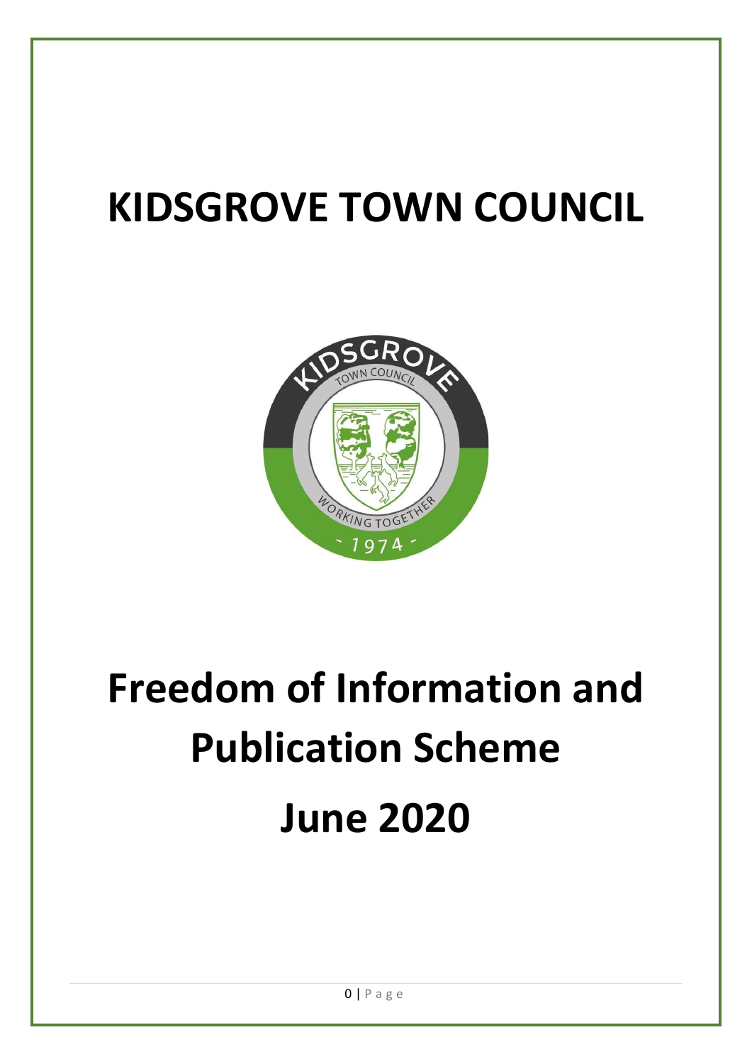# KIDSGROVE TOWN COUNCIL

# Freedom of Information and Publication Scheme

# June 2020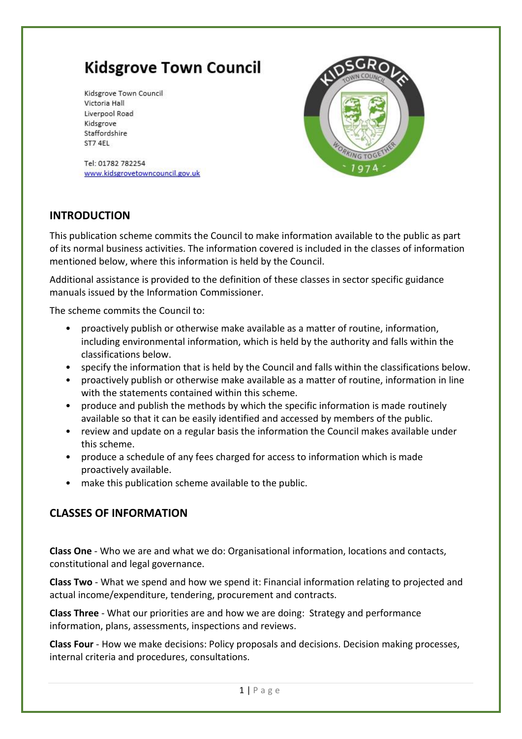# Kidsgrove Town Council

Kidsgrove Town Council
Victoria Hall
Liverpool Road
Kidsgrove
Staffordshire
ST7 4EL

Tel: 01782 782254
www.kidsgrovetowncouncil.gov.uk

## INTRODUCTION

This publication scheme commits the Council to make information available to the public as part of its normal business activities. The information covered is included in the classes of information mentioned below, where this information is held by the Council.

Additional assistance is provided to the definition of these classes in sector specific guidance manuals issued by the Information Commissioner.

The scheme commits the Council to:

- proactively publish or otherwise make available as a matter of routine, information, including environmental information, which is held by the authority and falls within the classifications below.
- specify the information that is held by the Council and falls within the classifications below.
- proactively publish or otherwise make available as a matter of routine, information in line with the statements contained within this scheme.
- produce and publish the methods by which the specific information is made routinely available so that it can be easily identified and accessed by members of the public.
- review and update on a regular basis the information the Council makes available under this scheme.
- produce a schedule of any fees charged for access to information which is made proactively available.
- make this publication scheme available to the public.

## CLASSES OF INFORMATION

**Class One** - Who we are and what we do: Organisational information, locations and contacts, constitutional and legal governance.

**Class Two** - What we spend and how we spend it: Financial information relating to projected and actual income/expenditure, tendering, procurement and contracts.

**Class Three** - What our priorities are and how we are doing: Strategy and performance information, plans, assessments, inspections and reviews.

**Class Four** - How we make decisions: Policy proposals and decisions. Decision making processes, internal criteria and procedures, consultations.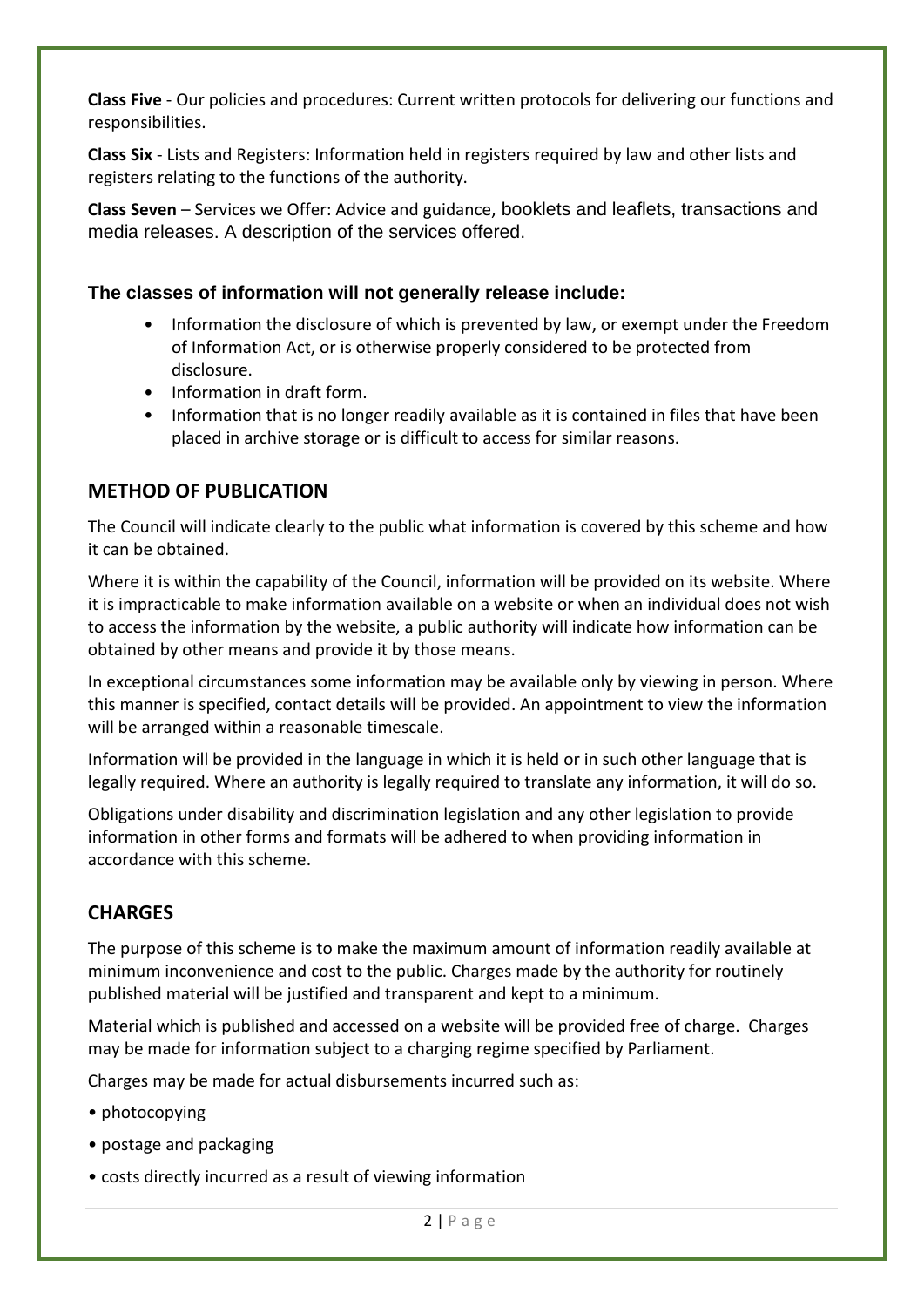**Class Five** - Our policies and procedures: Current written protocols for delivering our functions and responsibilities.

**Class Six** - Lists and Registers: Information held in registers required by law and other lists and registers relating to the functions of the authority.

**Class Seven** – Services we Offer: Advice and guidance, booklets and leaflets, transactions and media releases. A description of the services offered.

### The classes of information will not generally release include:

- Information the disclosure of which is prevented by law, or exempt under the Freedom of Information Act, or is otherwise properly considered to be protected from disclosure.
- Information in draft form.
- Information that is no longer readily available as it is contained in files that have been placed in archive storage or is difficult to access for similar reasons.

## METHOD OF PUBLICATION

The Council will indicate clearly to the public what information is covered by this scheme and how it can be obtained.

Where it is within the capability of the Council, information will be provided on its website. Where it is impracticable to make information available on a website or when an individual does not wish to access the information by the website, a public authority will indicate how information can be obtained by other means and provide it by those means.

In exceptional circumstances some information may be available only by viewing in person. Where this manner is specified, contact details will be provided. An appointment to view the information will be arranged within a reasonable timescale.

Information will be provided in the language in which it is held or in such other language that is legally required. Where an authority is legally required to translate any information, it will do so.

Obligations under disability and discrimination legislation and any other legislation to provide information in other forms and formats will be adhered to when providing information in accordance with this scheme.

## CHARGES

The purpose of this scheme is to make the maximum amount of information readily available at minimum inconvenience and cost to the public. Charges made by the authority for routinely published material will be justified and transparent and kept to a minimum.

Material which is published and accessed on a website will be provided free of charge. Charges may be made for information subject to a charging regime specified by Parliament.

Charges may be made for actual disbursements incurred such as:

- photocopying
- postage and packaging
- costs directly incurred as a result of viewing information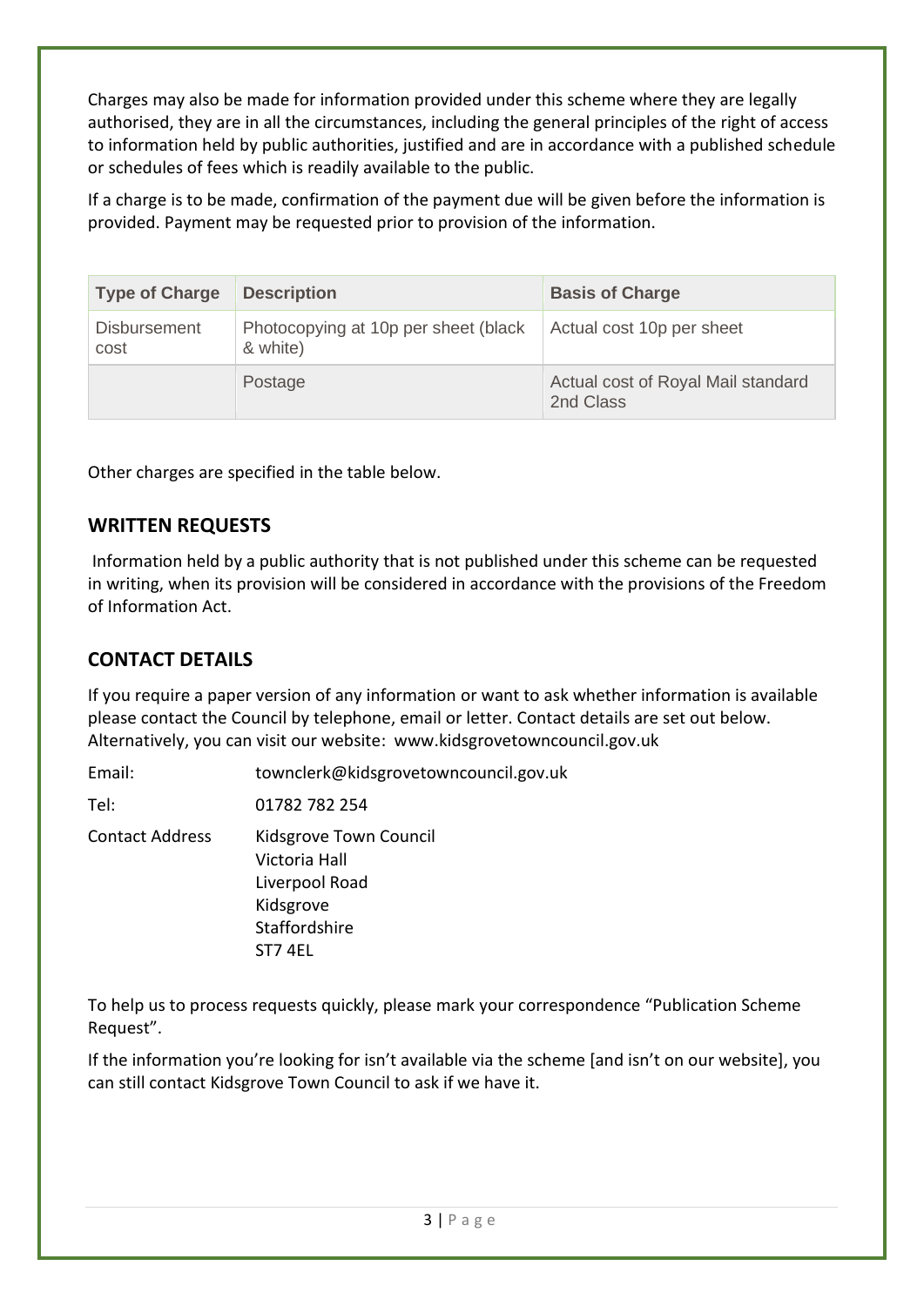Charges may also be made for information provided under this scheme where they are legally authorised, they are in all the circumstances, including the general principles of the right of access to information held by public authorities, justified and are in accordance with a published schedule or schedules of fees which is readily available to the public.

If a charge is to be made, confirmation of the payment due will be given before the information is provided. Payment may be requested prior to provision of the information.

| Type of Charge | Description | Basis of Charge |
| --- | --- | --- |
| Disbursement cost | Photocopying at 10p per sheet (black & white) | Actual cost 10p per sheet |
| | Postage | Actual cost of Royal Mail standard 2nd Class |

Other charges are specified in the table below.

## WRITTEN REQUESTS

Information held by a public authority that is not published under this scheme can be requested in writing, when its provision will be considered in accordance with the provisions of the Freedom of Information Act.

## CONTACT DETAILS

If you require a paper version of any information or want to ask whether information is available please contact the Council by telephone, email or letter. Contact details are set out below. Alternatively, you can visit our website: www.kidsgrovetowncouncil.gov.uk

Email: townclerk@kidsgrovetowncouncil.gov.uk

Tel: 01782 782 254

Contact Address:
Kidsgrove Town Council
Victoria Hall
Liverpool Road
Kidsgrove
Staffordshire
ST7 4EL

To help us to process requests quickly, please mark your correspondence "Publication Scheme Request".

If the information you're looking for isn't available via the scheme [and isn't on our website], you can still contact Kidsgrove Town Council to ask if we have it.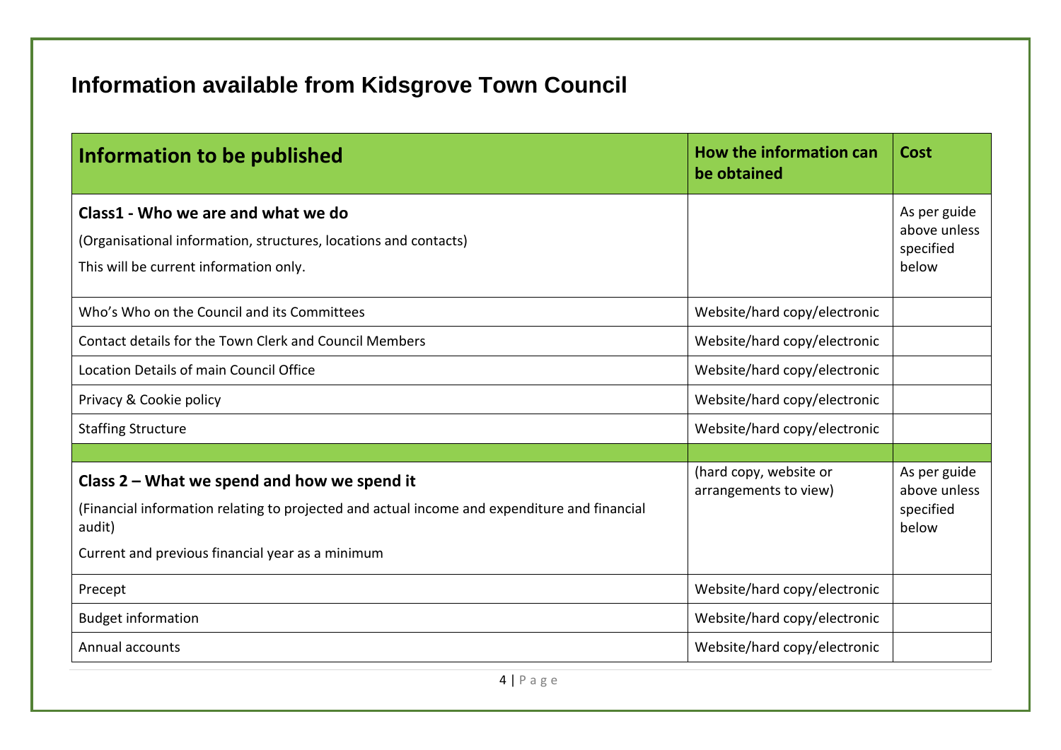## Information available from Kidsgrove Town Council

| Information to be published | How the information can be obtained | Cost |
|---|---|---|
| **Class1 - Who we are and what we do**<br>(Organisational information, structures, locations and contacts)<br>This will be current information only. | | As per guide above unless specified below |
| Who's Who on the Council and its Committees | Website/hard copy/electronic | |
| Contact details for the Town Clerk and Council Members | Website/hard copy/electronic | |
| Location Details of main Council Office | Website/hard copy/electronic | |
| Privacy & Cookie policy | Website/hard copy/electronic | |
| Staffing Structure | Website/hard copy/electronic | |
| | | |
| **Class 2 – What we spend and how we spend it**<br>(Financial information relating to projected and actual income and expenditure and financial audit)<br>Current and previous financial year as a minimum | (hard copy, website or arrangements to view) | As per guide above unless specified below |
| Precept | Website/hard copy/electronic | |
| Budget information | Website/hard copy/electronic | |
| Annual accounts | Website/hard copy/electronic | |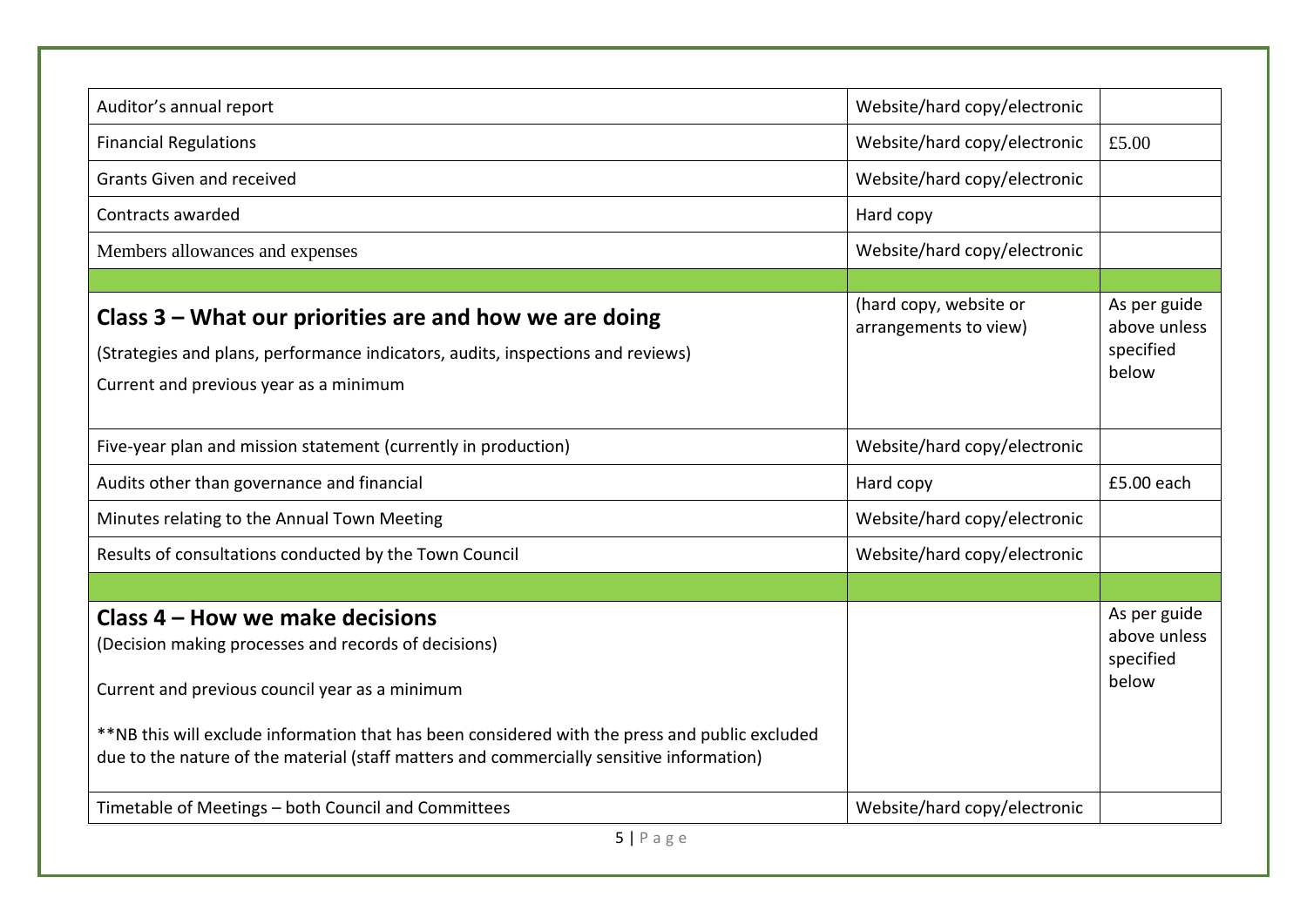| | | |
|---|---|---|
| Auditor's annual report | Website/hard copy/electronic | |
| Financial Regulations | Website/hard copy/electronic | £5.00 |
| Grants Given and received | Website/hard copy/electronic | |
| Contracts awarded | Hard copy | |
| Members allowances and expenses | Website/hard copy/electronic | |
| | | |
| **Class 3 – What our priorities are and how we are doing**<br>(Strategies and plans, performance indicators, audits, inspections and reviews)<br>Current and previous year as a minimum | (hard copy, website or arrangements to view) | As per guide above unless specified below |
| Five-year plan and mission statement (currently in production) | Website/hard copy/electronic | |
| Audits other than governance and financial | Hard copy | £5.00 each |
| Minutes relating to the Annual Town Meeting | Website/hard copy/electronic | |
| Results of consultations conducted by the Town Council | Website/hard copy/electronic | |
| | | |
| **Class 4 – How we make decisions**<br>(Decision making processes and records of decisions)<br>Current and previous council year as a minimum<br>**NB this will exclude information that has been considered with the press and public excluded due to the nature of the material (staff matters and commercially sensitive information) | | As per guide above unless specified below |
| Timetable of Meetings – both Council and Committees | Website/hard copy/electronic | |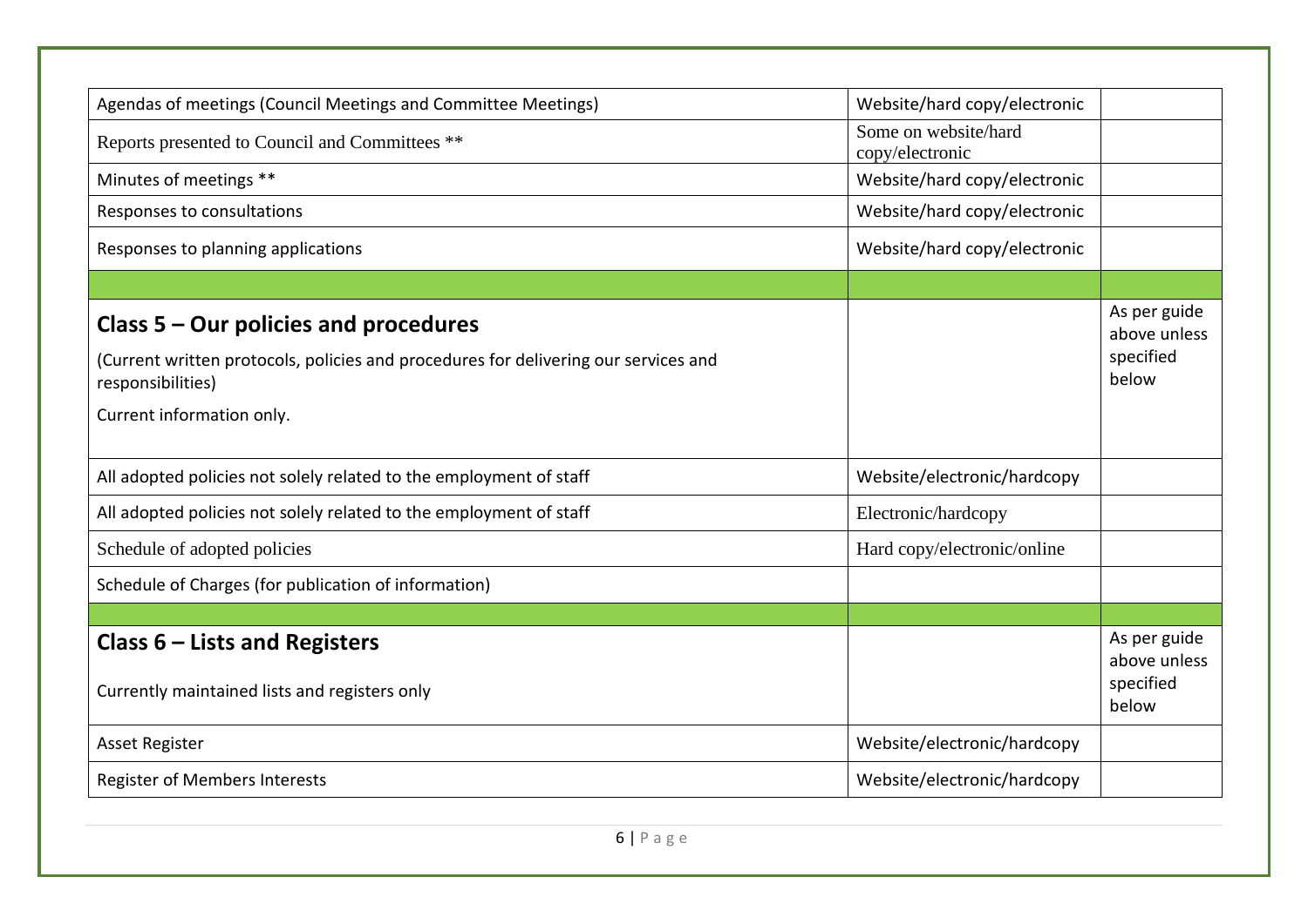| | | |
|---|---|---|
| Agendas of meetings (Council Meetings and Committee Meetings) | Website/hard copy/electronic | |
| Reports presented to Council and Committees ** | Some on website/hard copy/electronic | |
| Minutes of meetings ** | Website/hard copy/electronic | |
| Responses to consultations | Website/hard copy/electronic | |
| Responses to planning applications | Website/hard copy/electronic | |
| | | |
| **Class 5 – Our policies and procedures**<br><br>(Current written protocols, policies and procedures for delivering our services and responsibilities)<br><br>Current information only. | | As per guide above unless specified below |
| All adopted policies not solely related to the employment of staff | Website/electronic/hardcopy | |
| All adopted policies not solely related to the employment of staff | Electronic/hardcopy | |
| Schedule of adopted policies | Hard copy/electronic/online | |
| Schedule of Charges (for publication of information) | | |
| | | |
| **Class 6 – Lists and Registers**<br><br>Currently maintained lists and registers only | | As per guide above unless specified below |
| Asset Register | Website/electronic/hardcopy | |
| Register of Members Interests | Website/electronic/hardcopy | |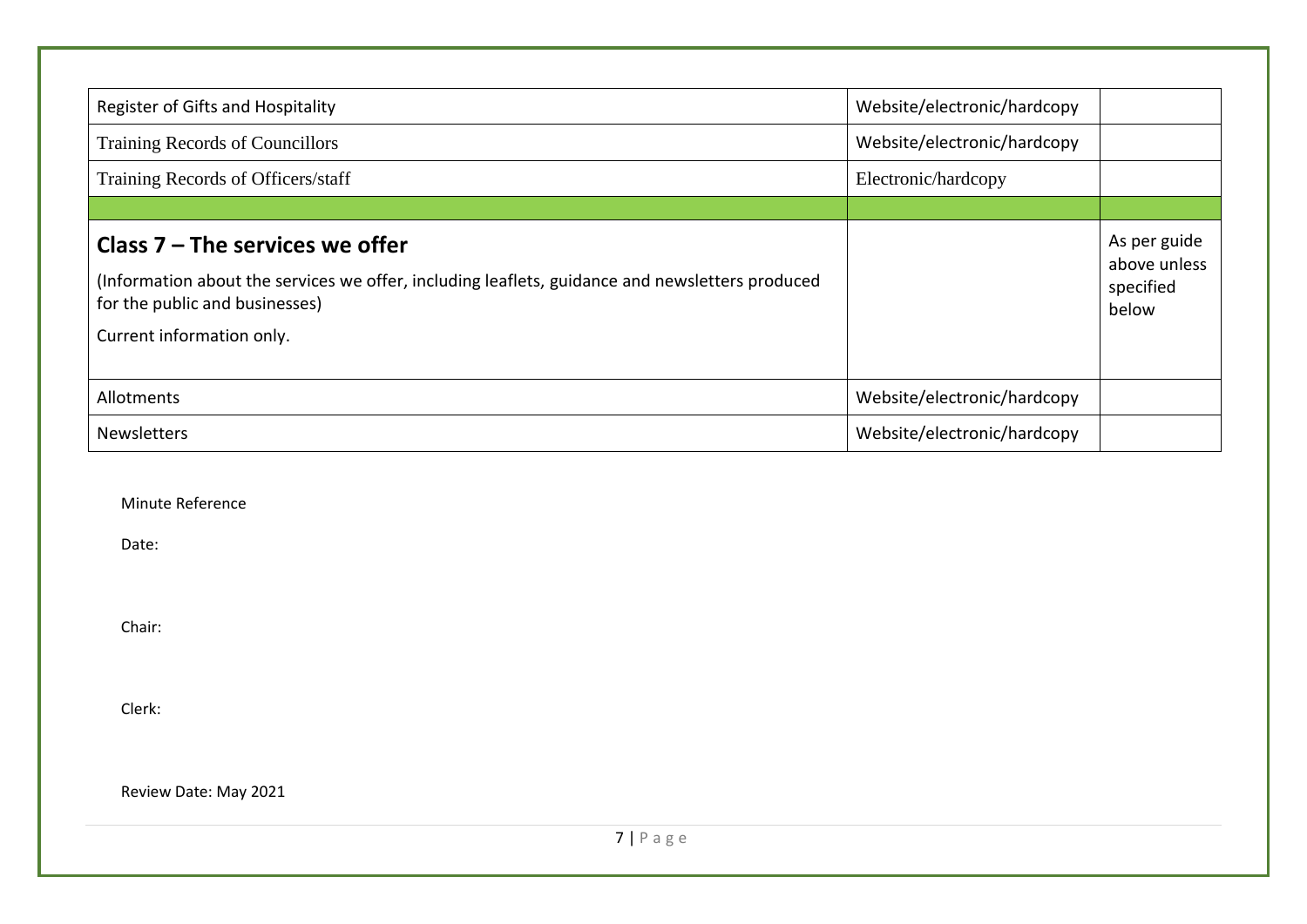| | | |
|---|---|---|
| Register of Gifts and Hospitality | Website/electronic/hardcopy | |
| Training Records of Councillors | Website/electronic/hardcopy | |
| Training Records of Officers/staff | Electronic/hardcopy | |
| | | |
| **Class 7 – The services we offer**<br>(Information about the services we offer, including leaflets, guidance and newsletters produced for the public and businesses)<br>Current information only. | | As per guide above unless specified below |
| Allotments | Website/electronic/hardcopy | |
| Newsletters | Website/electronic/hardcopy | |

Minute Reference

Date:

Chair:

Clerk:

Review Date: May 2021